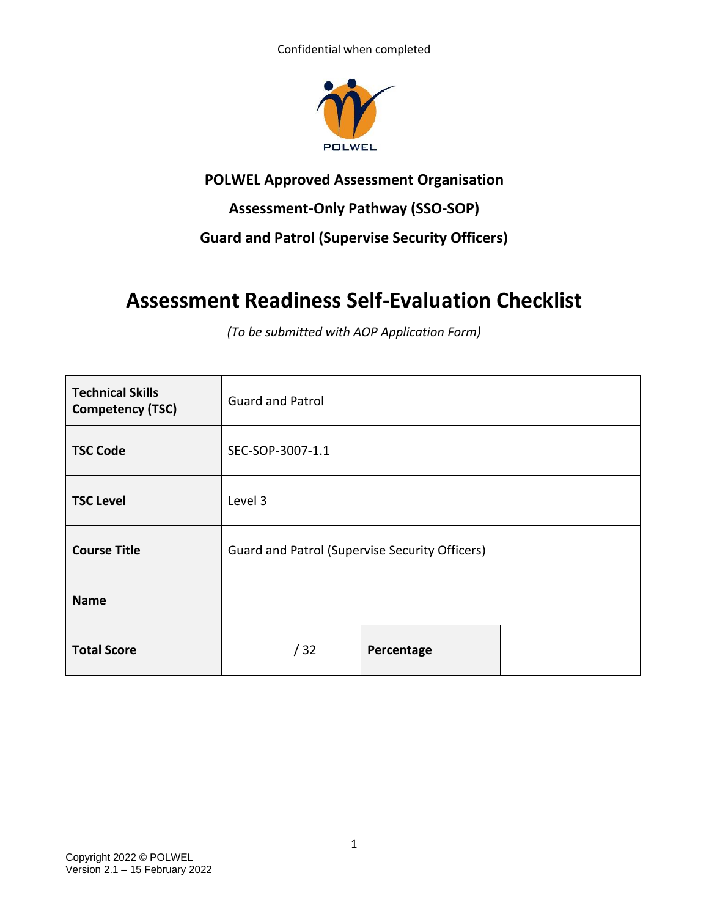Confidential when completed

POLWEL

**POLWEL Approved Assessment Organisation**

**Assessment-Only Pathway (SSO-SOP)**

**Guard and Patrol (Supervise Security Officers)**

# Assessment Readiness Self-Evaluation Checklist

*(To be submitted with AOP Application Form)*

| **Technical Skills Competency (TSC)** | Guard and Patrol | | |
|---|---|---|---|
| **TSC Code** | SEC-SOP-3007-1.1 | | |
| **TSC Level** | Level 3 | | |
| **Course Title** | Guard and Patrol (Supervise Security Officers) | | |
| **Name** | | | |
| **Total Score** | / 32 | **Percentage** | |

Copyright 2022 © POLWEL
Version 2.1 – 15 February 2022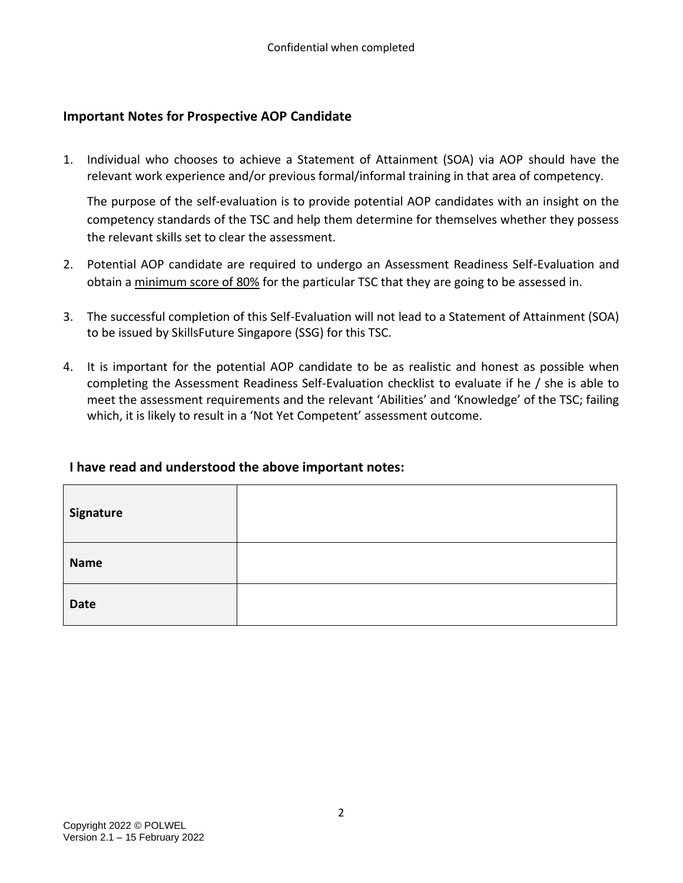## Important Notes for Prospective AOP Candidate

1. Individual who chooses to achieve a Statement of Attainment (SOA) via AOP should have the relevant work experience and/or previous formal/informal training in that area of competency.

   The purpose of the self-evaluation is to provide potential AOP candidates with an insight on the competency standards of the TSC and help them determine for themselves whether they possess the relevant skills set to clear the assessment.

2. Potential AOP candidate are required to undergo an Assessment Readiness Self-Evaluation and obtain a <u>minimum score of 80%</u> for the particular TSC that they are going to be assessed in.

3. The successful completion of this Self-Evaluation will not lead to a Statement of Attainment (SOA) to be issued by SkillsFuture Singapore (SSG) for this TSC.

4. It is important for the potential AOP candidate to be as realistic and honest as possible when completing the Assessment Readiness Self-Evaluation checklist to evaluate if he / she is able to meet the assessment requirements and the relevant 'Abilities' and 'Knowledge' of the TSC; failing which, it is likely to result in a 'Not Yet Competent' assessment outcome.

**I have read and understood the above important notes:**

| | |
|---|---|
| **Signature** | |
| **Name** | |
| **Date** | |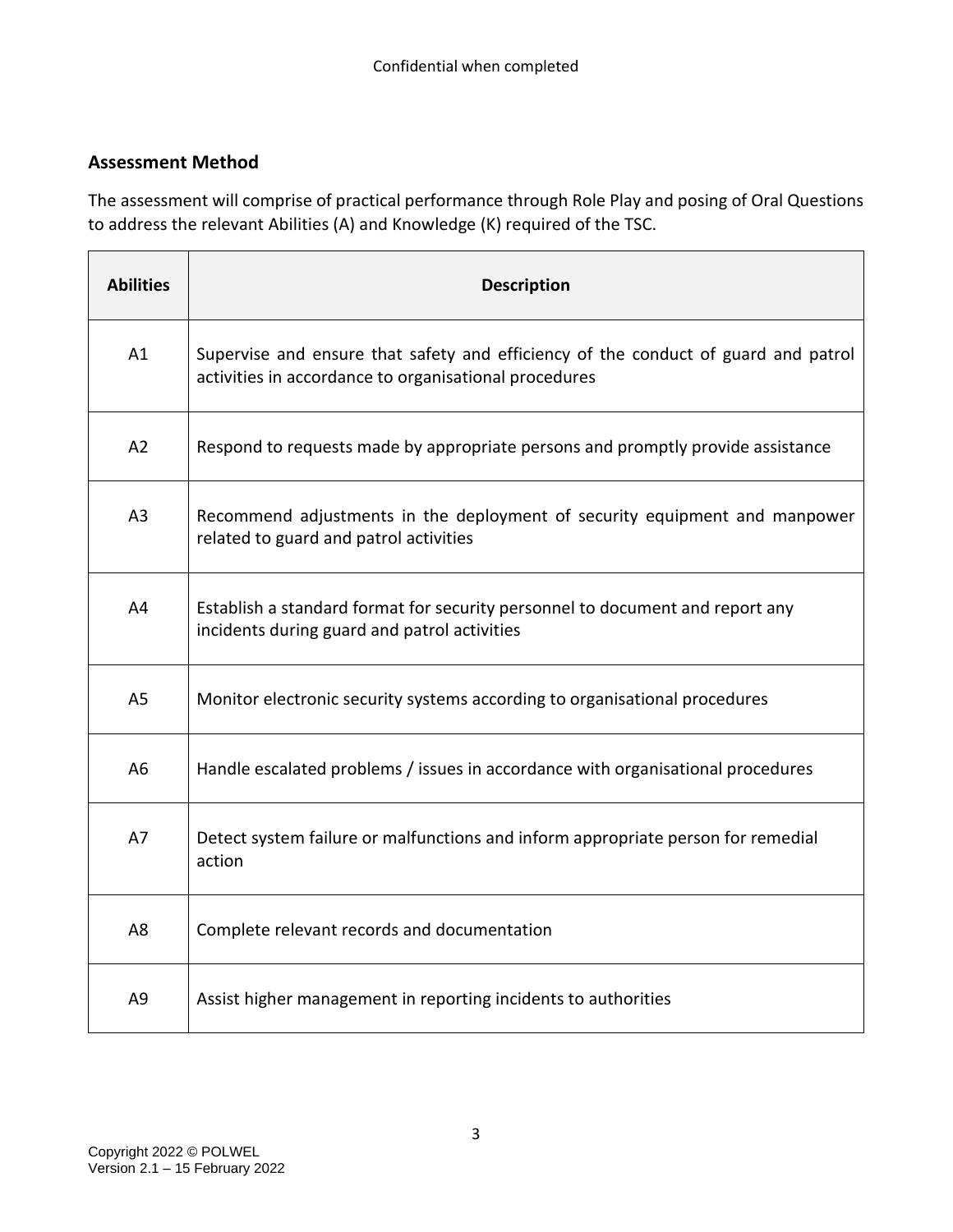## Assessment Method

The assessment will comprise of practical performance through Role Play and posing of Oral Questions to address the relevant Abilities (A) and Knowledge (K) required of the TSC.

| Abilities | Description |
| --- | --- |
| A1 | Supervise and ensure that safety and efficiency of the conduct of guard and patrol activities in accordance to organisational procedures |
| A2 | Respond to requests made by appropriate persons and promptly provide assistance |
| A3 | Recommend adjustments in the deployment of security equipment and manpower related to guard and patrol activities |
| A4 | Establish a standard format for security personnel to document and report any incidents during guard and patrol activities |
| A5 | Monitor electronic security systems according to organisational procedures |
| A6 | Handle escalated problems / issues in accordance with organisational procedures |
| A7 | Detect system failure or malfunctions and inform appropriate person for remedial action |
| A8 | Complete relevant records and documentation |
| A9 | Assist higher management in reporting incidents to authorities |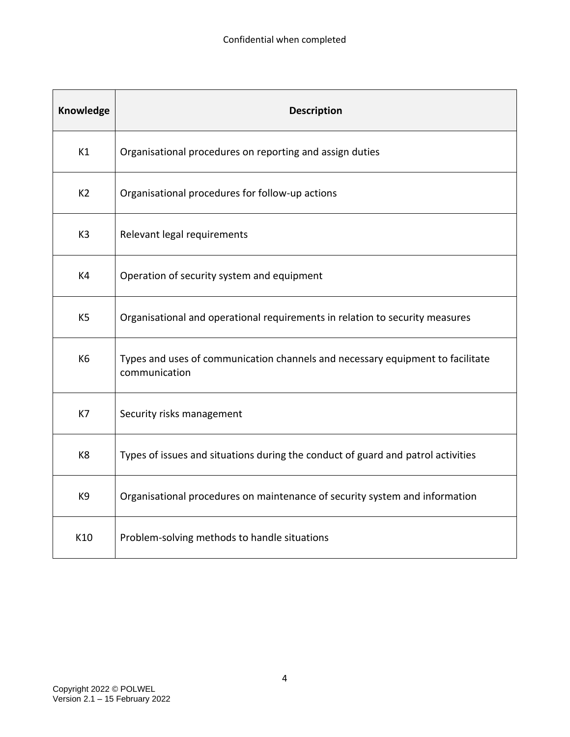| Knowledge | Description |
| --- | --- |
| K1 | Organisational procedures on reporting and assign duties |
| K2 | Organisational procedures for follow-up actions |
| K3 | Relevant legal requirements |
| K4 | Operation of security system and equipment |
| K5 | Organisational and operational requirements in relation to security measures |
| K6 | Types and uses of communication channels and necessary equipment to facilitate communication |
| K7 | Security risks management |
| K8 | Types of issues and situations during the conduct of guard and patrol activities |
| K9 | Organisational procedures on maintenance of security system and information |
| K10 | Problem-solving methods to handle situations |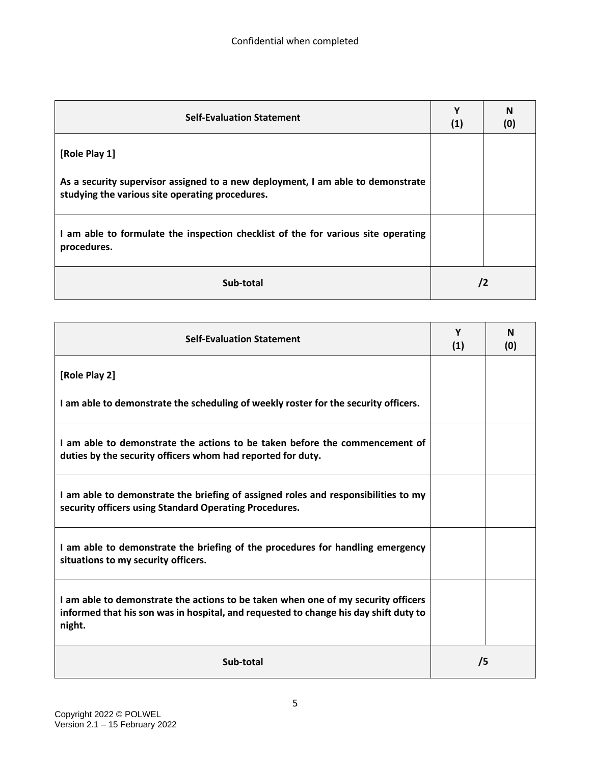Confidential when completed

| Self-Evaluation Statement | Y (1) | N (0) |
|---|---|---|
| **[Role Play 1]**<br><br>**As a security supervisor assigned to a new deployment, I am able to demonstrate studying the various site operating procedures.** | | |
| **I am able to formulate the inspection checklist of the for various site operating procedures.** | | |
| **Sub-total** | **/2** | |

| Self-Evaluation Statement | Y (1) | N (0) |
|---|---|---|
| **[Role Play 2]**<br><br>**I am able to demonstrate the scheduling of weekly roster for the security officers.** | | |
| **I am able to demonstrate the actions to be taken before the commencement of duties by the security officers whom had reported for duty.** | | |
| **I am able to demonstrate the briefing of assigned roles and responsibilities to my security officers using Standard Operating Procedures.** | | |
| **I am able to demonstrate the briefing of the procedures for handling emergency situations to my security officers.** | | |
| **I am able to demonstrate the actions to be taken when one of my security officers informed that his son was in hospital, and requested to change his day shift duty to night.** | | |
| **Sub-total** | **/5** | |

Copyright 2022 © POLWEL
Version 2.1 – 15 February 2022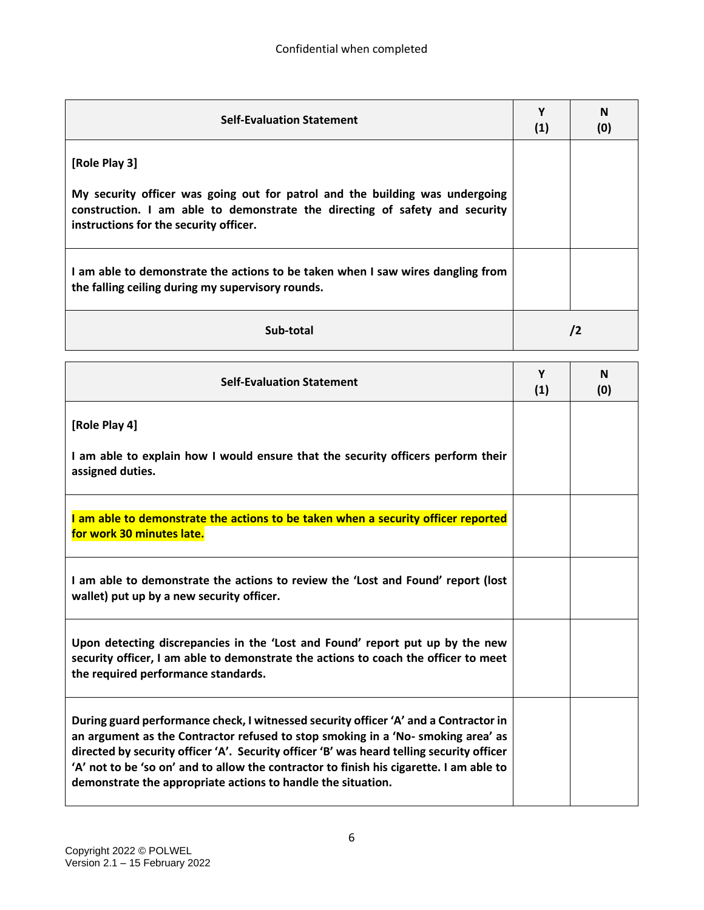| Self-Evaluation Statement | Y (1) | N (0) |
|---|---|---|
| **[Role Play 3]**<br><br>**My security officer was going out for patrol and the building was undergoing construction. I am able to demonstrate the directing of safety and security instructions for the security officer.** | | |
| **I am able to demonstrate the actions to be taken when I saw wires dangling from the falling ceiling during my supervisory rounds.** | | |
| **Sub-total** | **/2** | |

| Self-Evaluation Statement | Y (1) | N (0) |
|---|---|---|
| **[Role Play 4]**<br><br>**I am able to explain how I would ensure that the security officers perform their assigned duties.** | | |
| **I am able to demonstrate the actions to be taken when a security officer reported for work 30 minutes late.** | | |
| **I am able to demonstrate the actions to review the 'Lost and Found' report (lost wallet) put up by a new security officer.** | | |
| **Upon detecting discrepancies in the 'Lost and Found' report put up by the new security officer, I am able to demonstrate the actions to coach the officer to meet the required performance standards.** | | |
| **During guard performance check, I witnessed security officer 'A' and a Contractor in an argument as the Contractor refused to stop smoking in a 'No- smoking area' as directed by security officer 'A'. Security officer 'B' was heard telling security officer 'A' not to be 'so on' and to allow the contractor to finish his cigarette. I am able to demonstrate the appropriate actions to handle the situation.** | | |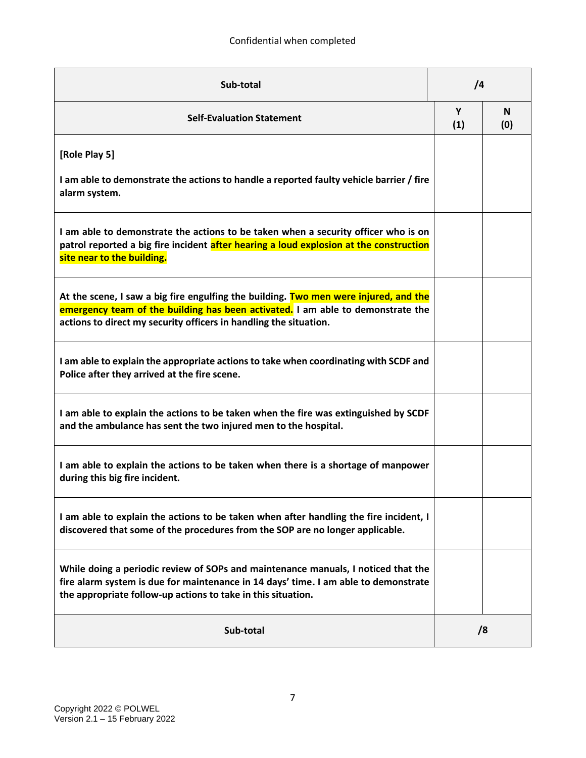Confidential when completed

| Sub-total | /4 | |
|---|---|---|
| **Self-Evaluation Statement** | **Y (1)** | **N (0)** |
| **[Role Play 5]**<br><br>**I am able to demonstrate the actions to handle a reported faulty vehicle barrier / fire alarm system.** | | |
| **I am able to demonstrate the actions to be taken when a security officer who is on patrol reported a big fire incident after hearing a loud explosion at the construction site near to the building.** | | |
| **At the scene, I saw a big fire engulfing the building. Two men were injured, and the emergency team of the building has been activated. I am able to demonstrate the actions to direct my security officers in handling the situation.** | | |
| **I am able to explain the appropriate actions to take when coordinating with SCDF and Police after they arrived at the fire scene.** | | |
| **I am able to explain the actions to be taken when the fire was extinguished by SCDF and the ambulance has sent the two injured men to the hospital.** | | |
| **I am able to explain the actions to be taken when there is a shortage of manpower during this big fire incident.** | | |
| **I am able to explain the actions to be taken when after handling the fire incident, I discovered that some of the procedures from the SOP are no longer applicable.** | | |
| **While doing a periodic review of SOPs and maintenance manuals, I noticed that the fire alarm system is due for maintenance in 14 days' time. I am able to demonstrate the appropriate follow-up actions to take in this situation.** | | |
| **Sub-total** | **/8** | |

Copyright 2022 © POLWEL
Version 2.1 – 15 February 2022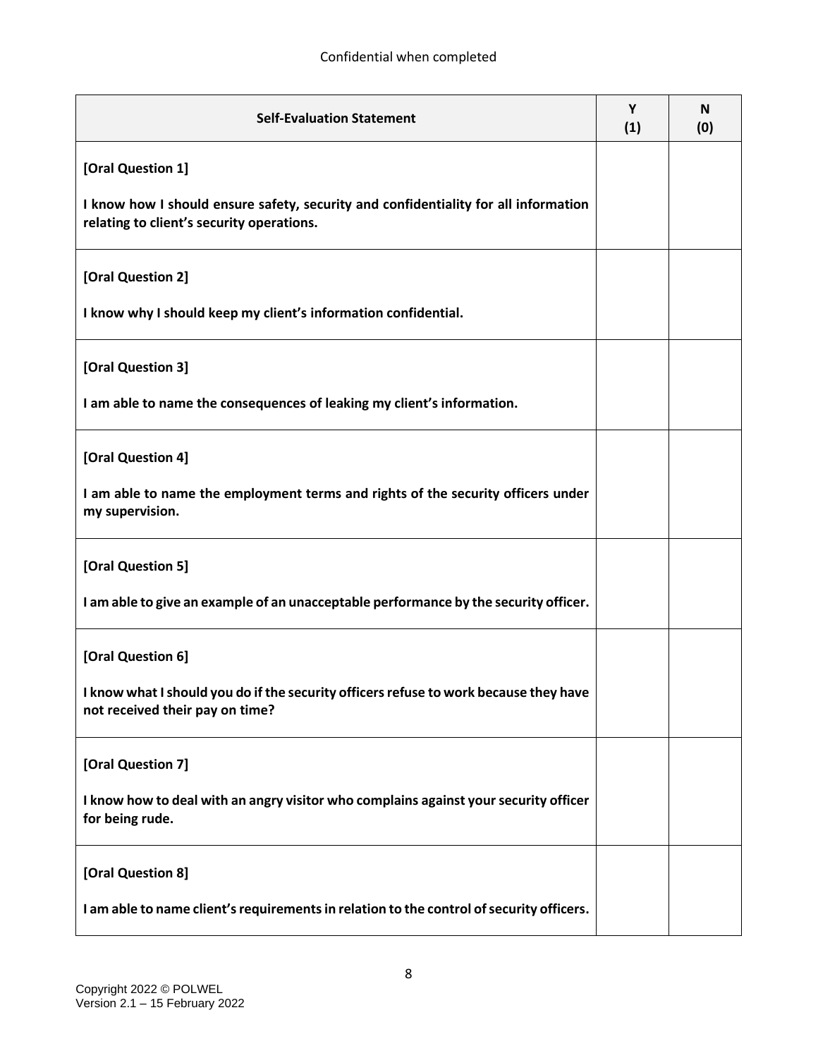Confidential when completed

| Self-Evaluation Statement | Y (1) | N (0) |
| --- | --- | --- |
| **[Oral Question 1]**<br><br>**I know how I should ensure safety, security and confidentiality for all information relating to client's security operations.** | | |
| **[Oral Question 2]**<br><br>**I know why I should keep my client's information confidential.** | | |
| **[Oral Question 3]**<br><br>**I am able to name the consequences of leaking my client's information.** | | |
| **[Oral Question 4]**<br><br>**I am able to name the employment terms and rights of the security officers under my supervision.** | | |
| **[Oral Question 5]**<br><br>**I am able to give an example of an unacceptable performance by the security officer.** | | |
| **[Oral Question 6]**<br><br>**I know what I should you do if the security officers refuse to work because they have not received their pay on time?** | | |
| **[Oral Question 7]**<br><br>**I know how to deal with an angry visitor who complains against your security officer for being rude.** | | |
| **[Oral Question 8]**<br><br>**I am able to name client's requirements in relation to the control of security officers.** | | |

Copyright 2022 © POLWEL
Version 2.1 – 15 February 2022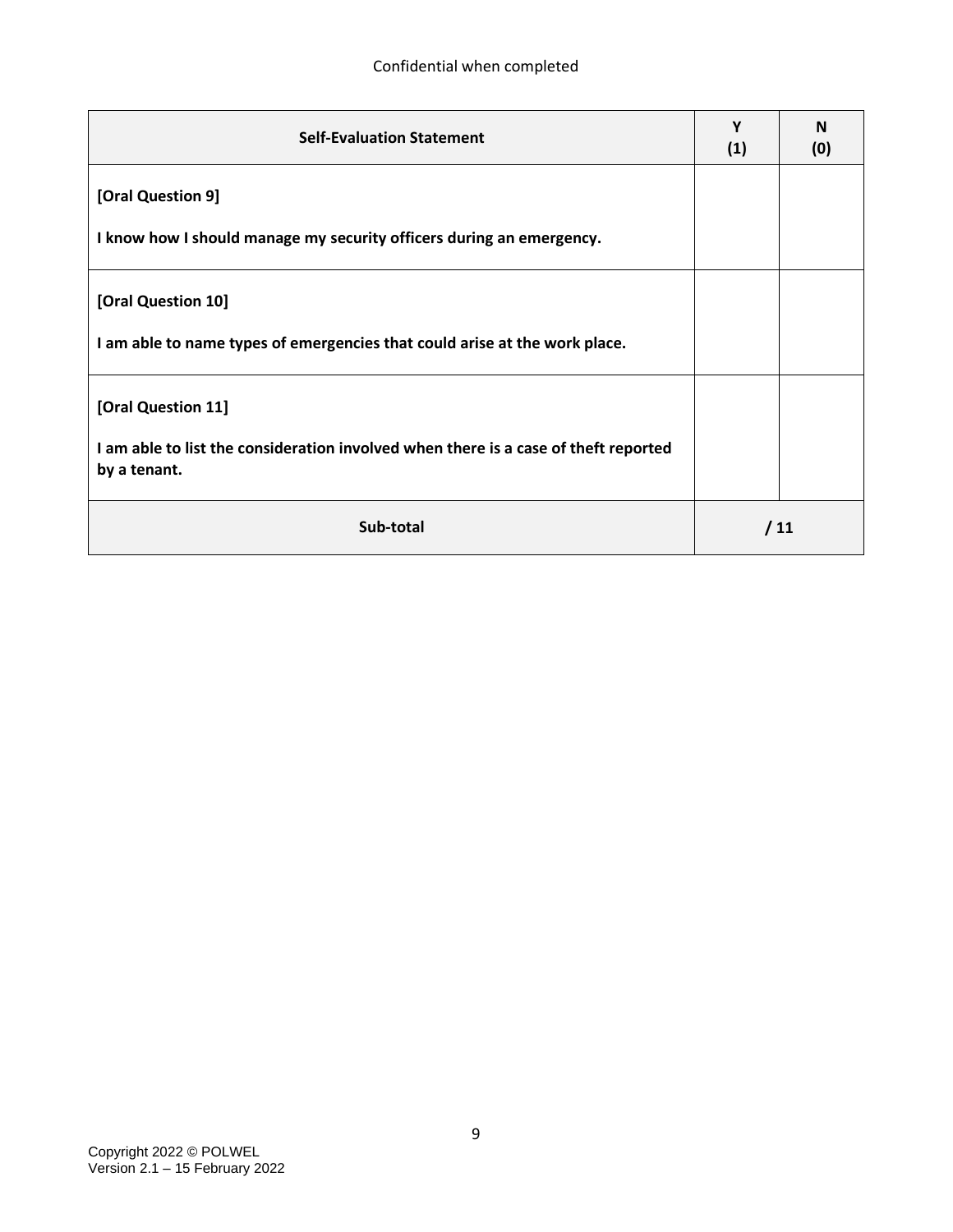| **Self-Evaluation Statement** | **Y (1)** | **N (0)** |
|---|---|---|
| **[Oral Question 9]** **I know how I should manage my security officers during an emergency.** | | |
| **[Oral Question 10]** **I am able to name types of emergencies that could arise at the work place.** | | |
| **[Oral Question 11]** **I am able to list the consideration involved when there is a case of theft reported by a tenant.** | | |
| **Sub-total** | **/ 11** | |

Copyright 2022 © POLWEL
Version 2.1 – 15 February 2022